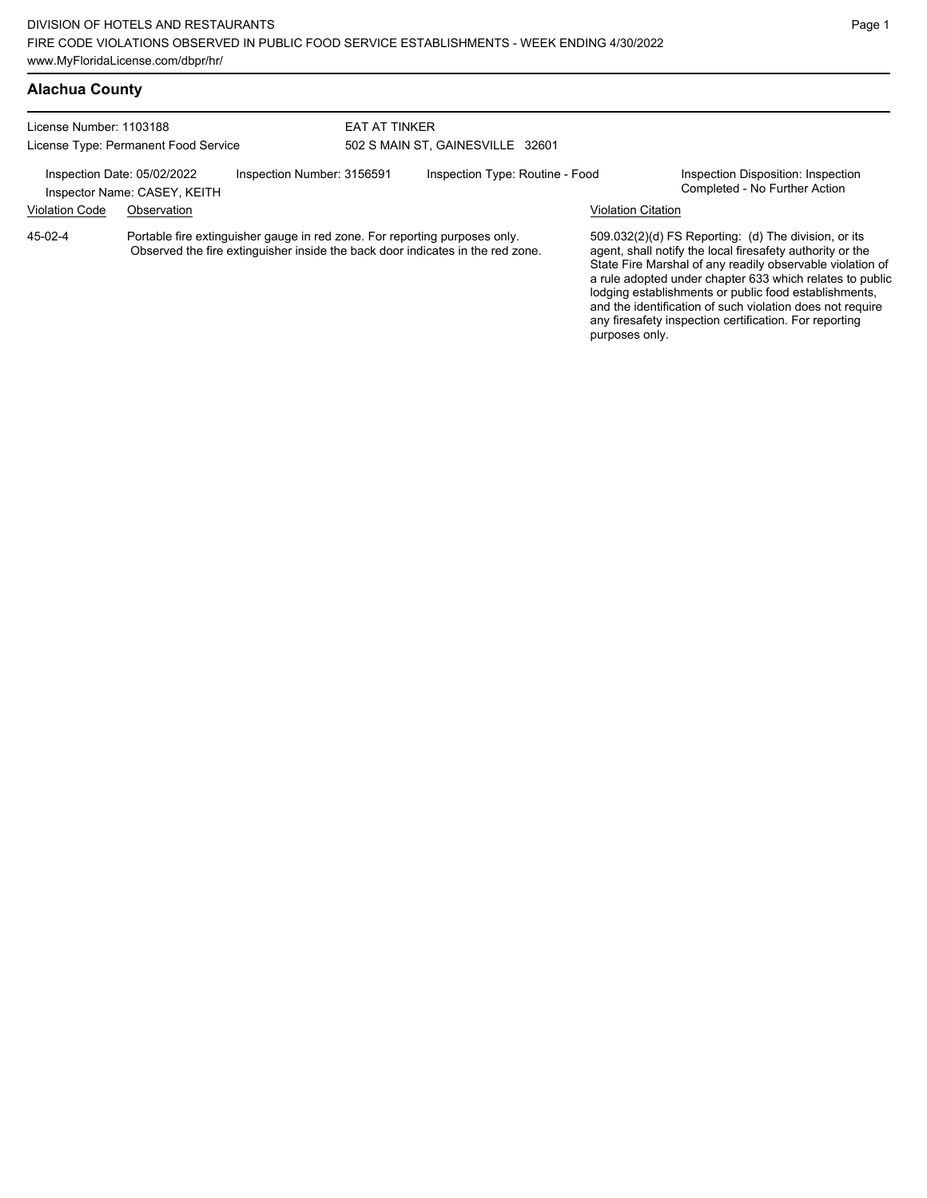DIVISION OF HOTELS AND RESTAURANTS
FIRE CODE VIOLATIONS OBSERVED IN PUBLIC FOOD SERVICE ESTABLISHMENTS - WEEK ENDING 4/30/2022
www.MyFloridaLicense.com/dbpr/hr/

## Alachua County

License Number: 1103188
License Type: Permanent Food Service

EAT AT TINKER
502 S MAIN ST, GAINESVILLE 32601

Inspection Date: 05/02/2022
Inspector Name: CASEY, KEITH
Inspection Number: 3156591
Inspection Type: Routine - Food
Inspection Disposition: Inspection Completed - No Further Action

| Violation Code | Observation | Violation Citation |
| --- | --- | --- |
| 45-02-4 | Portable fire extinguisher gauge in red zone. For reporting purposes only. Observed the fire extinguisher inside the back door indicates in the red zone. | 509.032(2)(d) FS Reporting: (d) The division, or its agent, shall notify the local firesafety authority or the State Fire Marshal of any readily observable violation of a rule adopted under chapter 633 which relates to public lodging establishments or public food establishments, and the identification of such violation does not require any firesafety inspection certification. For reporting purposes only. |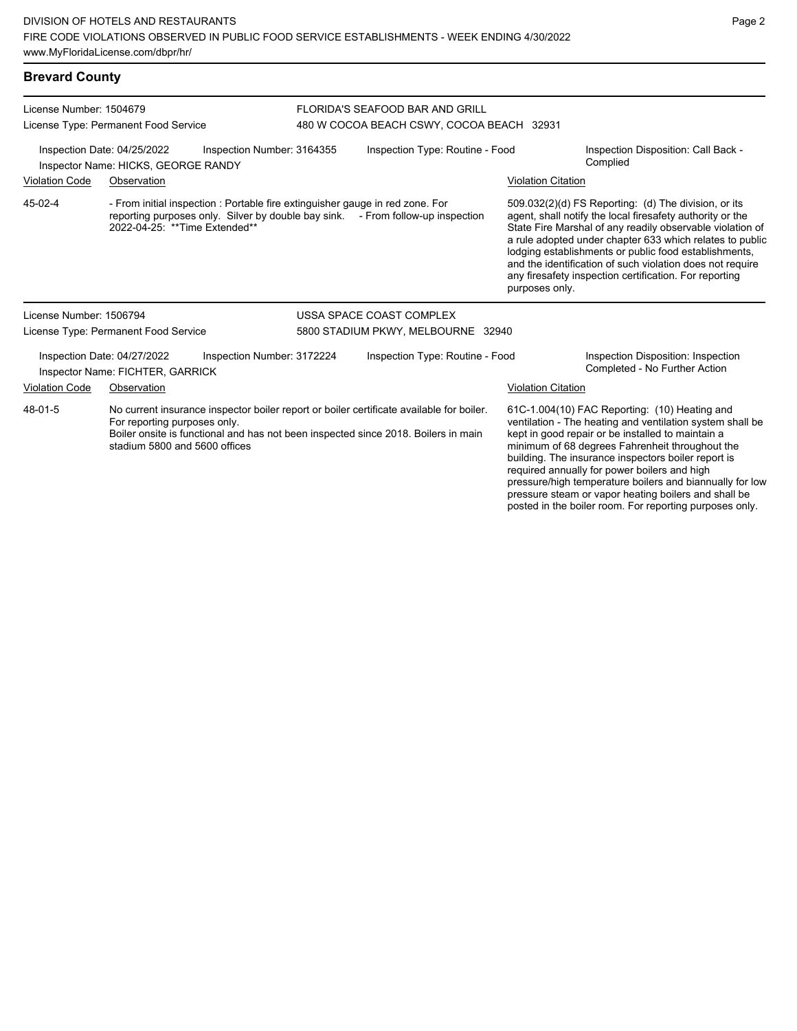## Brevard County

License Number: 1504679
License Type: Permanent Food Service

FLORIDA'S SEAFOOD BAR AND GRILL
480 W COCOA BEACH CSWY, COCOA BEACH 32931

Inspection Date: 04/25/2022 | Inspection Number: 3164355 | Inspection Type: Routine - Food | Inspection Disposition: Call Back - Complied

Inspector Name: HICKS, GEORGE RANDY

| Violation Code | Observation | Violation Citation |
|---|---|---|
| 45-02-4 | - From initial inspection : Portable fire extinguisher gauge in red zone. For reporting purposes only. Silver by double bay sink. - From follow-up inspection 2022-04-25: **Time Extended** | 509.032(2)(d) FS Reporting: (d) The division, or its agent, shall notify the local firesafety authority or the State Fire Marshal of any readily observable violation of a rule adopted under chapter 633 which relates to public lodging establishments or public food establishments, and the identification of such violation does not require any firesafety inspection certification. For reporting purposes only. |

License Number: 1506794
License Type: Permanent Food Service

USSA SPACE COAST COMPLEX
5800 STADIUM PKWY, MELBOURNE 32940

Inspection Date: 04/27/2022 | Inspection Number: 3172224 | Inspection Type: Routine - Food | Inspection Disposition: Inspection Completed - No Further Action

Inspector Name: FICHTER, GARRICK

| Violation Code | Observation | Violation Citation |
|---|---|---|
| 48-01-5 | No current insurance inspector boiler report or boiler certificate available for boiler. For reporting purposes only. Boiler onsite is functional and has not been inspected since 2018. Boilers in main stadium 5800 and 5600 offices | 61C-1.004(10) FAC Reporting: (10) Heating and ventilation - The heating and ventilation system shall be kept in good repair or be installed to maintain a minimum of 68 degrees Fahrenheit throughout the building. The insurance inspectors boiler report is required annually for power boilers and high pressure/high temperature boilers and biannually for low pressure steam or vapor heating boilers and shall be posted in the boiler room. For reporting purposes only. |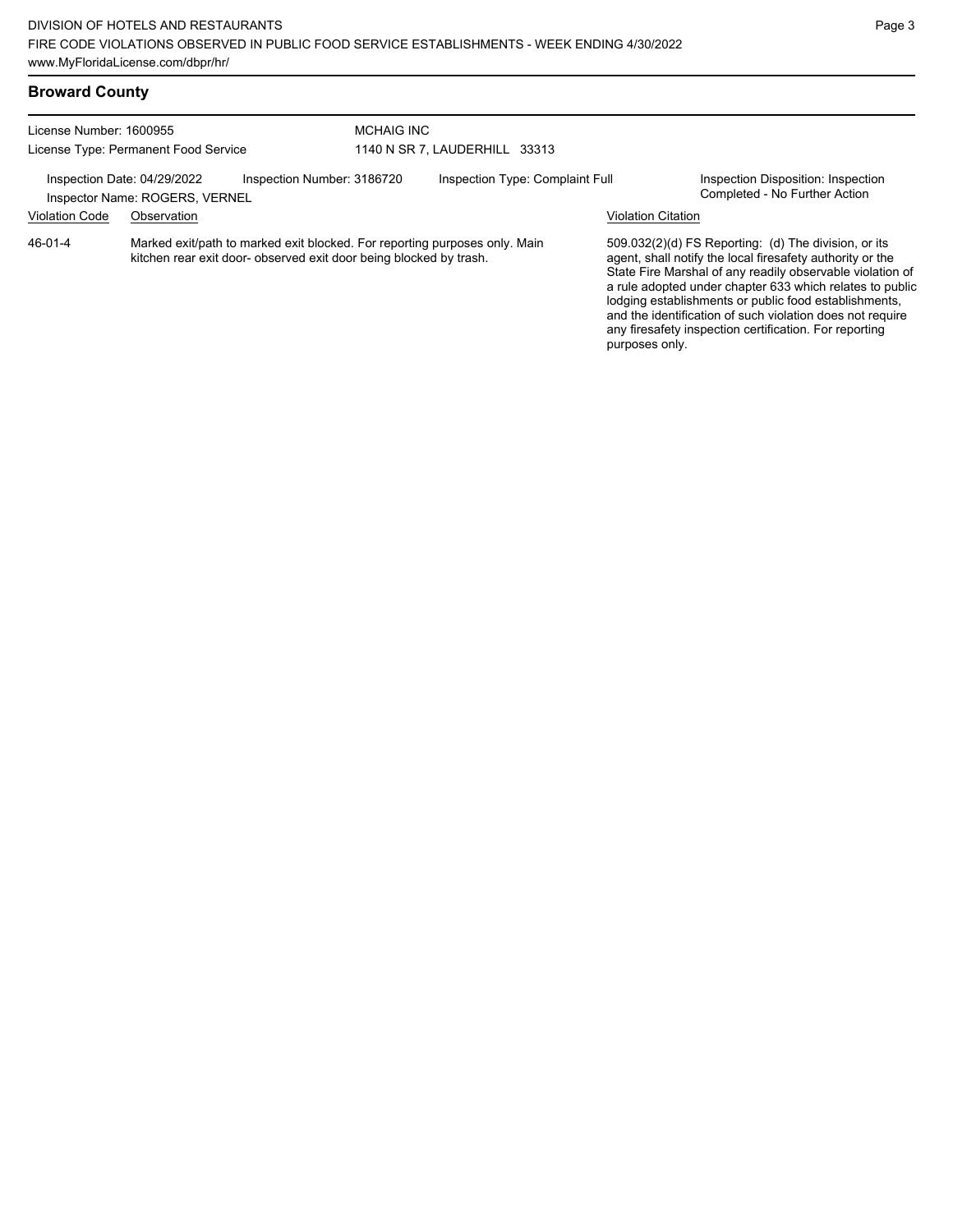## Broward County

License Number: 1600955
License Type: Permanent Food Service

MCHAIG INC
1140 N SR 7, LAUDERHILL 33313

Inspection Date: 04/29/2022
Inspector Name: ROGERS, VERNEL
Inspection Number: 3186720
Inspection Type: Complaint Full
Inspection Disposition: Inspection Completed - No Further Action

| Violation Code | Observation | Violation Citation |
|---|---|---|
| 46-01-4 | Marked exit/path to marked exit blocked. For reporting purposes only. Main kitchen rear exit door- observed exit door being blocked by trash. | 509.032(2)(d) FS Reporting: (d) The division, or its agent, shall notify the local firesafety authority or the State Fire Marshal of any readily observable violation of a rule adopted under chapter 633 which relates to public lodging establishments or public food establishments, and the identification of such violation does not require any firesafety inspection certification. For reporting purposes only. |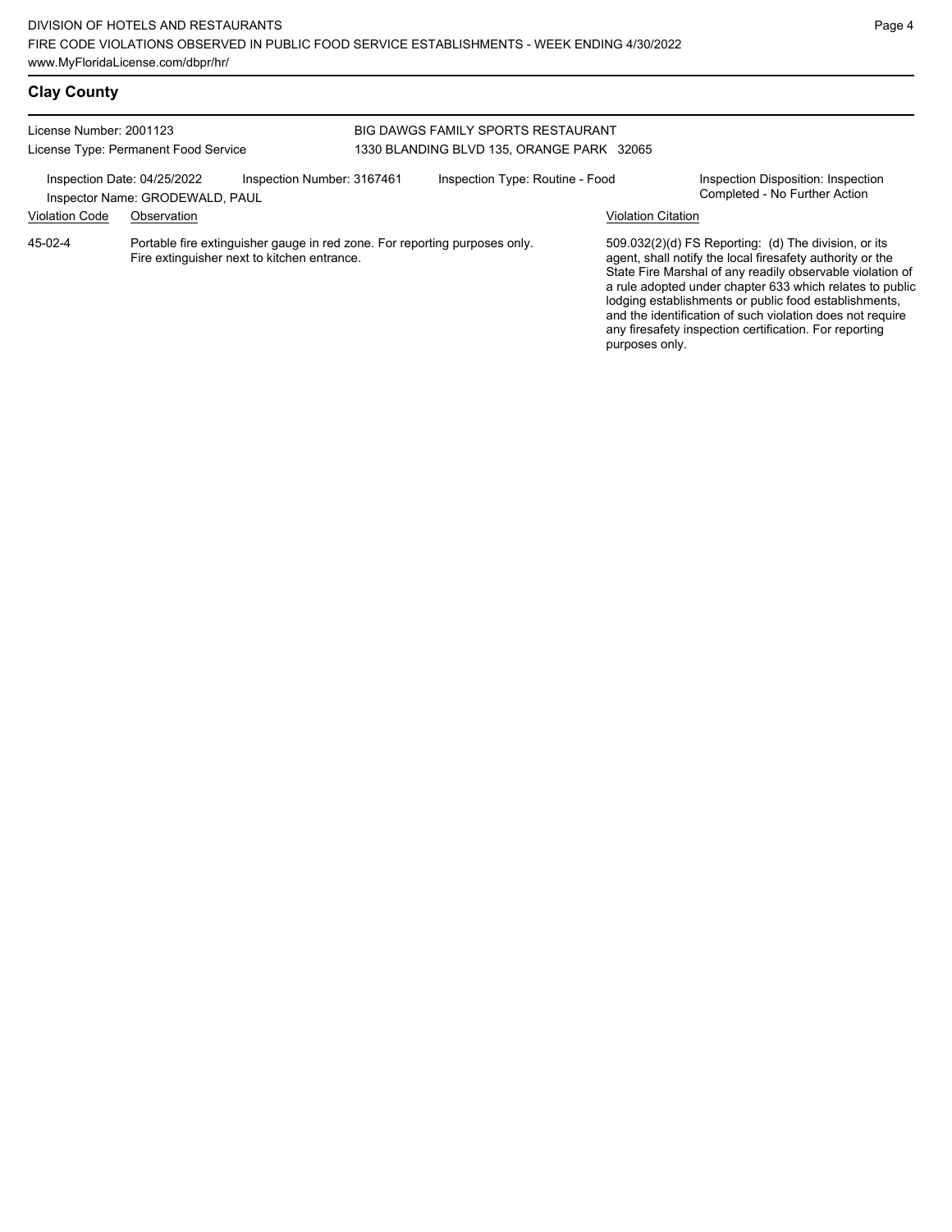## Clay County

License Number: 2001123
License Type: Permanent Food Service

BIG DAWGS FAMILY SPORTS RESTAURANT
1330 BLANDING BLVD 135, ORANGE PARK 32065

Inspection Date: 04/25/2022
Inspection Number: 3167461
Inspection Type: Routine - Food
Inspection Disposition: Inspection Completed - No Further Action
Inspector Name: GRODEWALD, PAUL

| Violation Code | Observation | Violation Citation |
|---|---|---|
| 45-02-4 | Portable fire extinguisher gauge in red zone. For reporting purposes only. Fire extinguisher next to kitchen entrance. | 509.032(2)(d) FS Reporting: (d) The division, or its agent, shall notify the local firesafety authority or the State Fire Marshal of any readily observable violation of a rule adopted under chapter 633 which relates to public lodging establishments or public food establishments, and the identification of such violation does not require any firesafety inspection certification. For reporting purposes only. |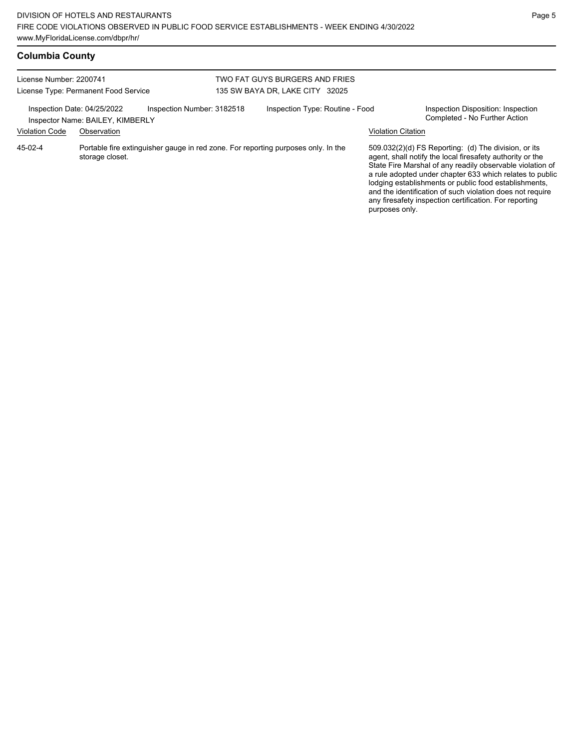## Columbia County

License Number: 2200741
License Type: Permanent Food Service

TWO FAT GUYS BURGERS AND FRIES
135 SW BAYA DR, LAKE CITY 32025

Inspection Date: 04/25/2022
Inspector Name: BAILEY, KIMBERLY
Inspection Number: 3182518
Inspection Type: Routine - Food
Inspection Disposition: Inspection Completed - No Further Action

| Violation Code | Observation | Violation Citation |
| --- | --- | --- |
| 45-02-4 | Portable fire extinguisher gauge in red zone. For reporting purposes only. In the storage closet. | 509.032(2)(d) FS Reporting: (d) The division, or its agent, shall notify the local firesafety authority or the State Fire Marshal of any readily observable violation of a rule adopted under chapter 633 which relates to public lodging establishments or public food establishments, and the identification of such violation does not require any firesafety inspection certification. For reporting purposes only. |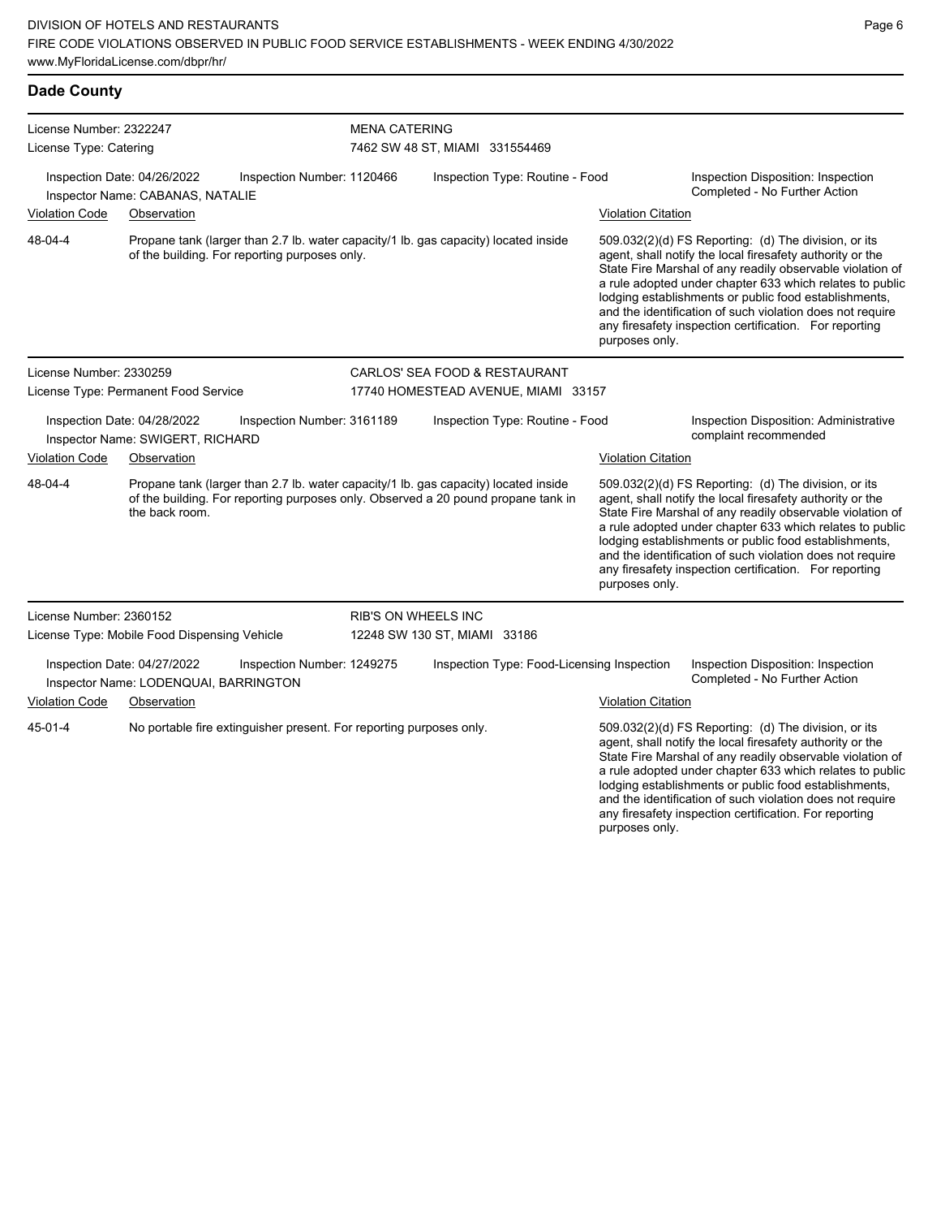## Dade County

**License Number:** 2322247
**License Type:** Catering
**MENA CATERING**
7462 SW 48 ST, MIAMI 331554469

Inspection Date: 04/26/2022 | Inspection Number: 1120466 | Inspection Type: Routine - Food | Inspection Disposition: Inspection Completed - No Further Action
Inspector Name: CABANAS, NATALIE

| Violation Code | Observation | Violation Citation |
|---|---|---|
| 48-04-4 | Propane tank (larger than 2.7 lb. water capacity/1 lb. gas capacity) located inside of the building. For reporting purposes only. | 509.032(2)(d) FS Reporting: (d) The division, or its agent, shall notify the local firesafety authority or the State Fire Marshal of any readily observable violation of a rule adopted under chapter 633 which relates to public lodging establishments or public food establishments, and the identification of such violation does not require any firesafety inspection certification. For reporting purposes only. |

---

**License Number:** 2330259
**License Type:** Permanent Food Service
**CARLOS' SEA FOOD & RESTAURANT**
17740 HOMESTEAD AVENUE, MIAMI 33157

Inspection Date: 04/28/2022 | Inspection Number: 3161189 | Inspection Type: Routine - Food | Inspection Disposition: Administrative complaint recommended
Inspector Name: SWIGERT, RICHARD

| Violation Code | Observation | Violation Citation |
|---|---|---|
| 48-04-4 | Propane tank (larger than 2.7 lb. water capacity/1 lb. gas capacity) located inside of the building. For reporting purposes only. Observed a 20 pound propane tank in the back room. | 509.032(2)(d) FS Reporting: (d) The division, or its agent, shall notify the local firesafety authority or the State Fire Marshal of any readily observable violation of a rule adopted under chapter 633 which relates to public lodging establishments or public food establishments, and the identification of such violation does not require any firesafety inspection certification. For reporting purposes only. |

---

**License Number:** 2360152
**License Type:** Mobile Food Dispensing Vehicle
**RIB'S ON WHEELS INC**
12248 SW 130 ST, MIAMI 33186

Inspection Date: 04/27/2022 | Inspection Number: 1249275 | Inspection Type: Food-Licensing Inspection | Inspection Disposition: Inspection Completed - No Further Action
Inspector Name: LODENQUAI, BARRINGTON

| Violation Code | Observation | Violation Citation |
|---|---|---|
| 45-01-4 | No portable fire extinguisher present. For reporting purposes only. | 509.032(2)(d) FS Reporting: (d) The division, or its agent, shall notify the local firesafety authority or the State Fire Marshal of any readily observable violation of a rule adopted under chapter 633 which relates to public lodging establishments or public food establishments, and the identification of such violation does not require any firesafety inspection certification. For reporting purposes only. |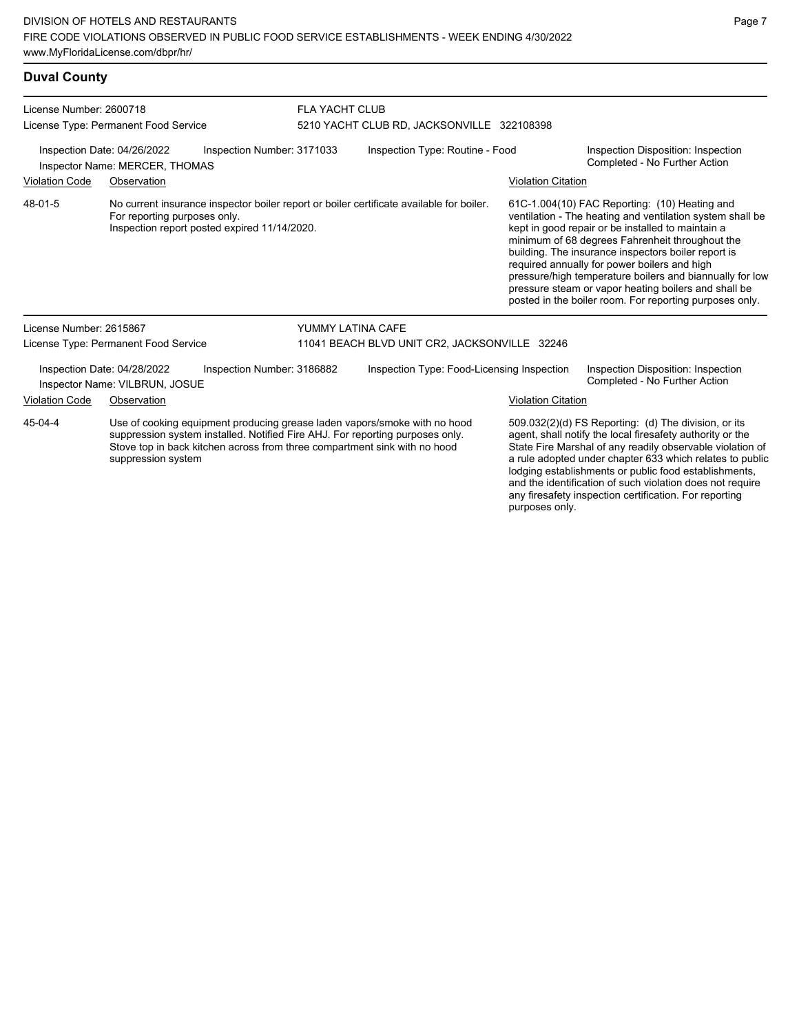## Duval County

**License Number:** 2600718
**License Type:** Permanent Food Service

**FLA YACHT CLUB**
5210 YACHT CLUB RD, JACKSONVILLE 322108398

Inspection Date: 04/26/2022
Inspector Name: MERCER, THOMAS
Inspection Number: 3171033
Inspection Type: Routine - Food
Inspection Disposition: Inspection Completed - No Further Action

| Violation Code | Observation | Violation Citation |
| --- | --- | --- |
| 48-01-5 | No current insurance inspector boiler report or boiler certificate available for boiler. For reporting purposes only. Inspection report posted expired 11/14/2020. | 61C-1.004(10) FAC Reporting: (10) Heating and ventilation - The heating and ventilation system shall be kept in good repair or be installed to maintain a minimum of 68 degrees Fahrenheit throughout the building. The insurance inspectors boiler report is required annually for power boilers and high pressure/high temperature boilers and biannually for low pressure steam or vapor heating boilers and shall be posted in the boiler room. For reporting purposes only. |

**License Number:** 2615867
**License Type:** Permanent Food Service

**YUMMY LATINA CAFE**
11041 BEACH BLVD UNIT CR2, JACKSONVILLE 32246

Inspection Date: 04/28/2022
Inspector Name: VILBRUN, JOSUE
Inspection Number: 3186882
Inspection Type: Food-Licensing Inspection
Inspection Disposition: Inspection Completed - No Further Action

| Violation Code | Observation | Violation Citation |
| --- | --- | --- |
| 45-04-4 | Use of cooking equipment producing grease laden vapors/smoke with no hood suppression system installed. Notified Fire AHJ. For reporting purposes only. Stove top in back kitchen across from three compartment sink with no hood suppression system | 509.032(2)(d) FS Reporting: (d) The division, or its agent, shall notify the local firesafety authority or the State Fire Marshal of any readily observable violation of a rule adopted under chapter 633 which relates to public lodging establishments or public food establishments, and the identification of such violation does not require any firesafety inspection certification. For reporting purposes only. |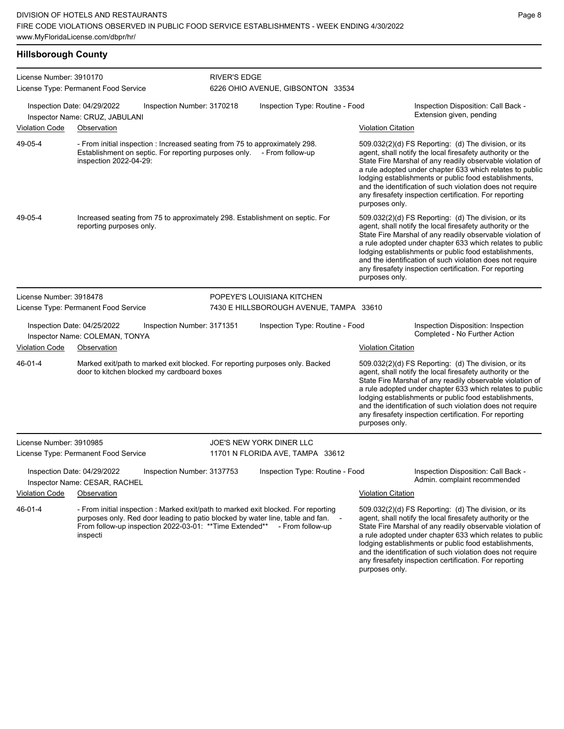## Hillsborough County

**License Number:** 3910170
**License Type:** Permanent Food Service

**RIVER'S EDGE**
6226 OHIO AVENUE, GIBSONTON 33534

**Inspection Date:** 04/29/2022
**Inspection Number:** 3170218
**Inspection Type:** Routine - Food
**Inspection Disposition:** Call Back - Extension given, pending
**Inspector Name:** CRUZ, JABULANI

| Violation Code | Observation | Violation Citation |
|---|---|---|
| 49-05-4 | - From initial inspection : Increased seating from 75 to approximately 298. Establishment on septic. For reporting purposes only. - From follow-up inspection 2022-04-29: | 509.032(2)(d) FS Reporting: (d) The division, or its agent, shall notify the local firesafety authority or the State Fire Marshal of any readily observable violation of a rule adopted under chapter 633 which relates to public lodging establishments or public food establishments, and the identification of such violation does not require any firesafety inspection certification. For reporting purposes only. |
| 49-05-4 | Increased seating from 75 to approximately 298. Establishment on septic. For reporting purposes only. | 509.032(2)(d) FS Reporting: (d) The division, or its agent, shall notify the local firesafety authority or the State Fire Marshal of any readily observable violation of a rule adopted under chapter 633 which relates to public lodging establishments or public food establishments, and the identification of such violation does not require any firesafety inspection certification. For reporting purposes only. |

---

**License Number:** 3918478
**License Type:** Permanent Food Service

**POPEYE'S LOUISIANA KITCHEN**
7430 E HILLSBOROUGH AVENUE, TAMPA 33610

**Inspection Date:** 04/25/2022
**Inspection Number:** 3171351
**Inspection Type:** Routine - Food
**Inspection Disposition:** Inspection Completed - No Further Action
**Inspector Name:** COLEMAN, TONYA

| Violation Code | Observation | Violation Citation |
|---|---|---|
| 46-01-4 | Marked exit/path to marked exit blocked. For reporting purposes only. Backed door to kitchen blocked my cardboard boxes | 509.032(2)(d) FS Reporting: (d) The division, or its agent, shall notify the local firesafety authority or the State Fire Marshal of any readily observable violation of a rule adopted under chapter 633 which relates to public lodging establishments or public food establishments, and the identification of such violation does not require any firesafety inspection certification. For reporting purposes only. |

---

**License Number:** 3910985
**License Type:** Permanent Food Service

**JOE'S NEW YORK DINER LLC**
11701 N FLORIDA AVE, TAMPA 33612

**Inspection Date:** 04/29/2022
**Inspection Number:** 3137753
**Inspection Type:** Routine - Food
**Inspection Disposition:** Call Back - Admin. complaint recommended
**Inspector Name:** CESAR, RACHEL

| Violation Code | Observation | Violation Citation |
|---|---|---|
| 46-01-4 | - From initial inspection : Marked exit/path to marked exit blocked. For reporting purposes only. Red door leading to patio blocked by water line, table and fan. - From follow-up inspection 2022-03-01: **Time Extended** - From follow-up inspecti | 509.032(2)(d) FS Reporting: (d) The division, or its agent, shall notify the local firesafety authority or the State Fire Marshal of any readily observable violation of a rule adopted under chapter 633 which relates to public lodging establishments or public food establishments, and the identification of such violation does not require any firesafety inspection certification. For reporting purposes only. |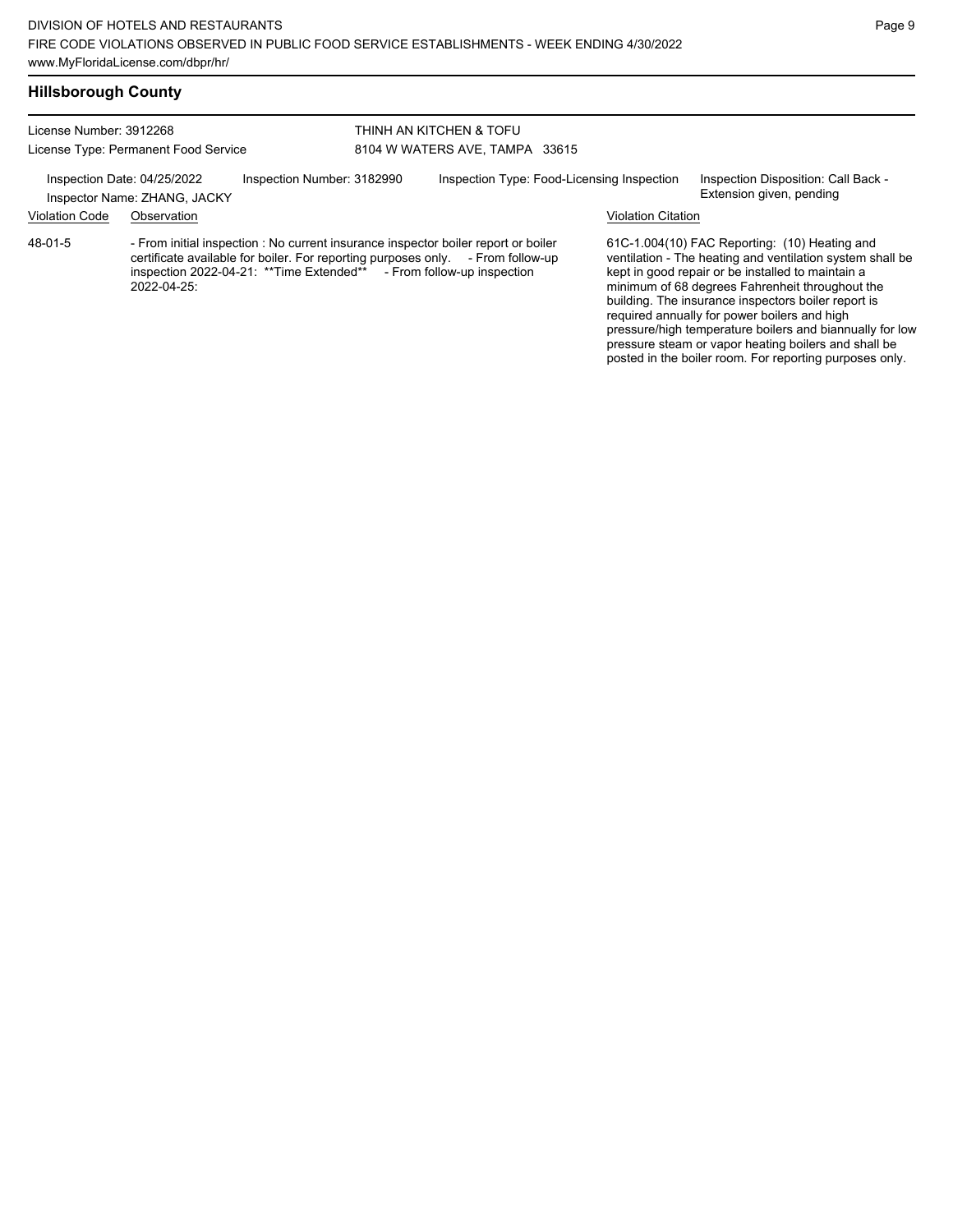## Hillsborough County

License Number: 3912268
License Type: Permanent Food Service

THINH AN KITCHEN & TOFU
8104 W WATERS AVE, TAMPA 33615

Inspection Date: 04/25/2022
Inspector Name: ZHANG, JACKY
Inspection Number: 3182990
Inspection Type: Food-Licensing Inspection
Inspection Disposition: Call Back - Extension given, pending

| Violation Code | Observation | Violation Citation |
|---|---|---|
| 48-01-5 | - From initial inspection : No current insurance inspector boiler report or boiler certificate available for boiler. For reporting purposes only. - From follow-up inspection 2022-04-21: **Time Extended** - From follow-up inspection 2022-04-25: | 61C-1.004(10) FAC Reporting: (10) Heating and ventilation - The heating and ventilation system shall be kept in good repair or be installed to maintain a minimum of 68 degrees Fahrenheit throughout the building. The insurance inspectors boiler report is required annually for power boilers and high pressure/high temperature boilers and biannually for low pressure steam or vapor heating boilers and shall be posted in the boiler room. For reporting purposes only. |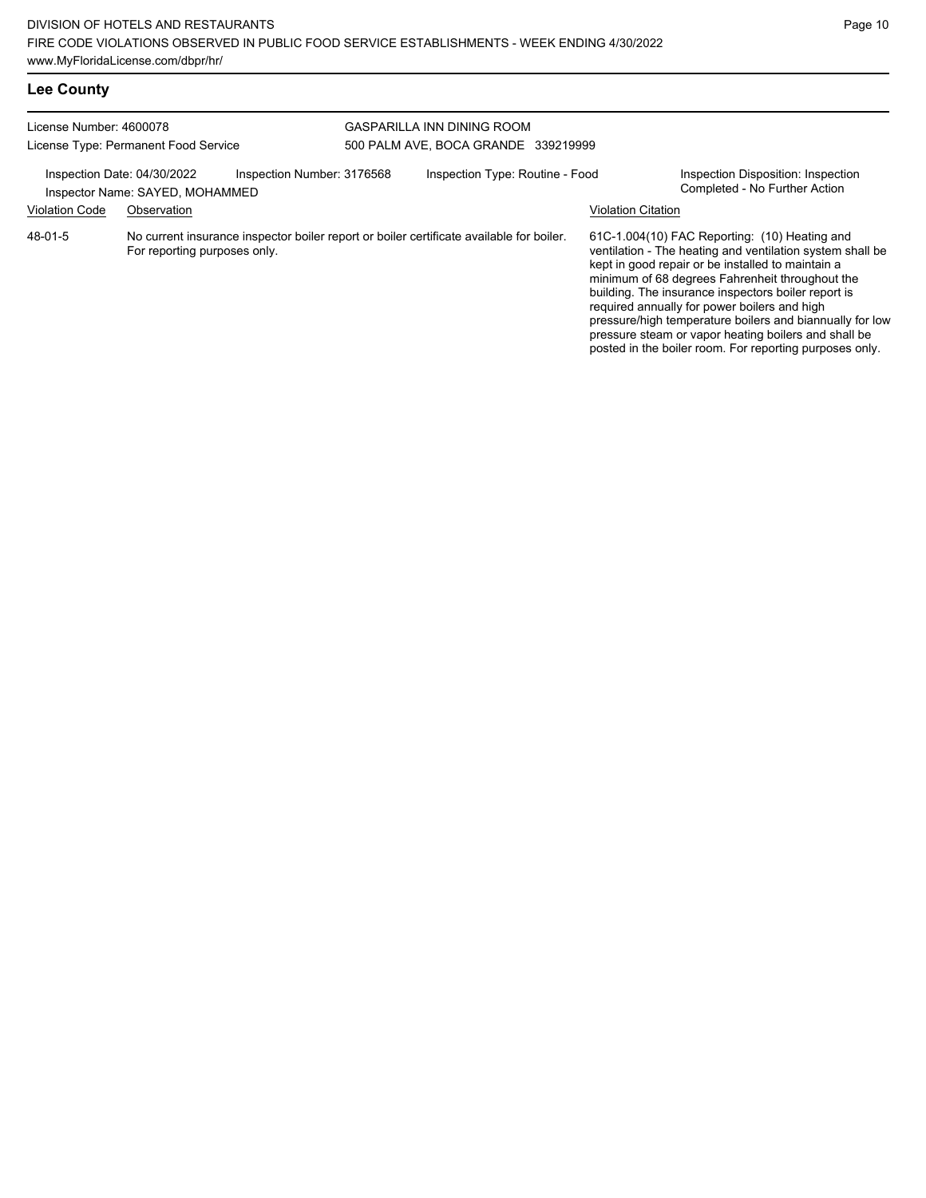## Lee County

License Number: 4600078
License Type: Permanent Food Service

GASPARILLA INN DINING ROOM
500 PALM AVE, BOCA GRANDE 339219999

Inspection Date: 04/30/2022
Inspector Name: SAYED, MOHAMMED
Inspection Number: 3176568
Inspection Type: Routine - Food
Inspection Disposition: Inspection Completed - No Further Action

| Violation Code | Observation | Violation Citation |
|---|---|---|
| 48-01-5 | No current insurance inspector boiler report or boiler certificate available for boiler. For reporting purposes only. | 61C-1.004(10) FAC Reporting: (10) Heating and ventilation - The heating and ventilation system shall be kept in good repair or be installed to maintain a minimum of 68 degrees Fahrenheit throughout the building. The insurance inspectors boiler report is required annually for power boilers and high pressure/high temperature boilers and biannually for low pressure steam or vapor heating boilers and shall be posted in the boiler room. For reporting purposes only. |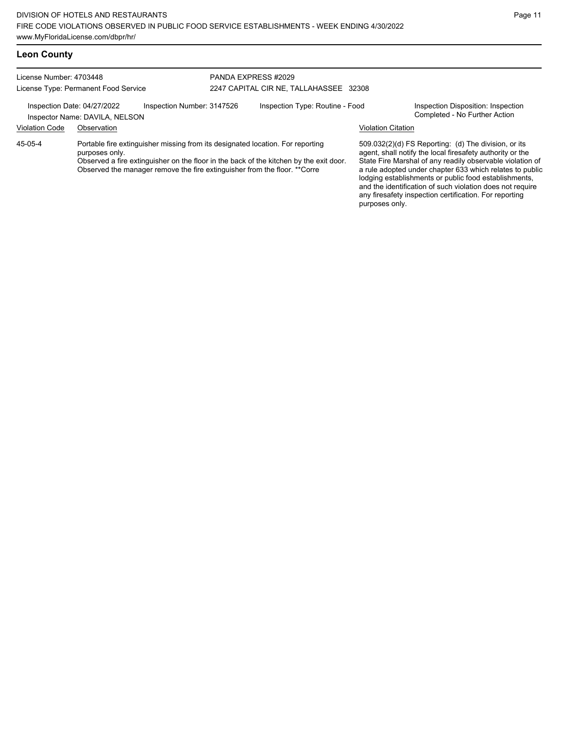## Leon County

License Number: 4703448
License Type: Permanent Food Service

PANDA EXPRESS #2029
2247 CAPITAL CIR NE, TALLAHASSEE 32308

Inspection Date: 04/27/2022
Inspection Number: 3147526
Inspection Type: Routine - Food
Inspection Disposition: Inspection Completed - No Further Action
Inspector Name: DAVILA, NELSON

| Violation Code | Observation | Violation Citation |
|---|---|---|
| 45-05-4 | Portable fire extinguisher missing from its designated location. For reporting purposes only. Observed a fire extinguisher on the floor in the back of the kitchen by the exit door. Observed the manager remove the fire extinguisher from the floor. **Corre | 509.032(2)(d) FS Reporting: (d) The division, or its agent, shall notify the local firesafety authority or the State Fire Marshal of any readily observable violation of a rule adopted under chapter 633 which relates to public lodging establishments or public food establishments, and the identification of such violation does not require any firesafety inspection certification. For reporting purposes only. |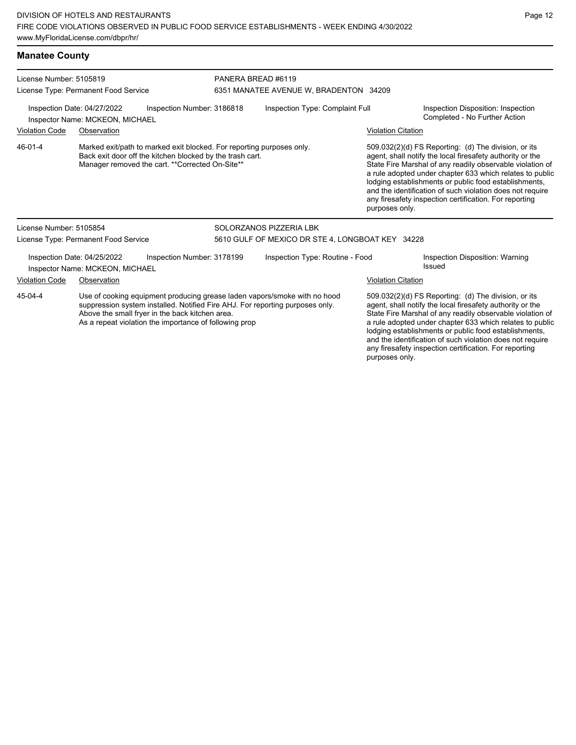## Manatee County

License Number: 5105819
License Type: Permanent Food Service

PANERA BREAD #6119
6351 MANATEE AVENUE W, BRADENTON 34209

Inspection Date: 04/27/2022 | Inspection Number: 3186818 | Inspection Type: Complaint Full | Inspection Disposition: Inspection Completed - No Further Action

Inspector Name: MCKEON, MICHAEL

| Violation Code | Observation | Violation Citation |
| --- | --- | --- |
| 46-01-4 | Marked exit/path to marked exit blocked. For reporting purposes only. Back exit door off the kitchen blocked by the trash cart. Manager removed the cart. **Corrected On-Site** | 509.032(2)(d) FS Reporting: (d) The division, or its agent, shall notify the local firesafety authority or the State Fire Marshal of any readily observable violation of a rule adopted under chapter 633 which relates to public lodging establishments or public food establishments, and the identification of such violation does not require any firesafety inspection certification. For reporting purposes only. |

License Number: 5105854
License Type: Permanent Food Service

SOLORZANOS PIZZERIA LBK
5610 GULF OF MEXICO DR STE 4, LONGBOAT KEY 34228

Inspection Date: 04/25/2022 | Inspection Number: 3178199 | Inspection Type: Routine - Food | Inspection Disposition: Warning Issued

Inspector Name: MCKEON, MICHAEL

| Violation Code | Observation | Violation Citation |
| --- | --- | --- |
| 45-04-4 | Use of cooking equipment producing grease laden vapors/smoke with no hood suppression system installed. Notified Fire AHJ. For reporting purposes only. Above the small fryer in the back kitchen area. As a repeat violation the importance of following prop | 509.032(2)(d) FS Reporting: (d) The division, or its agent, shall notify the local firesafety authority or the State Fire Marshal of any readily observable violation of a rule adopted under chapter 633 which relates to public lodging establishments or public food establishments, and the identification of such violation does not require any firesafety inspection certification. For reporting purposes only. |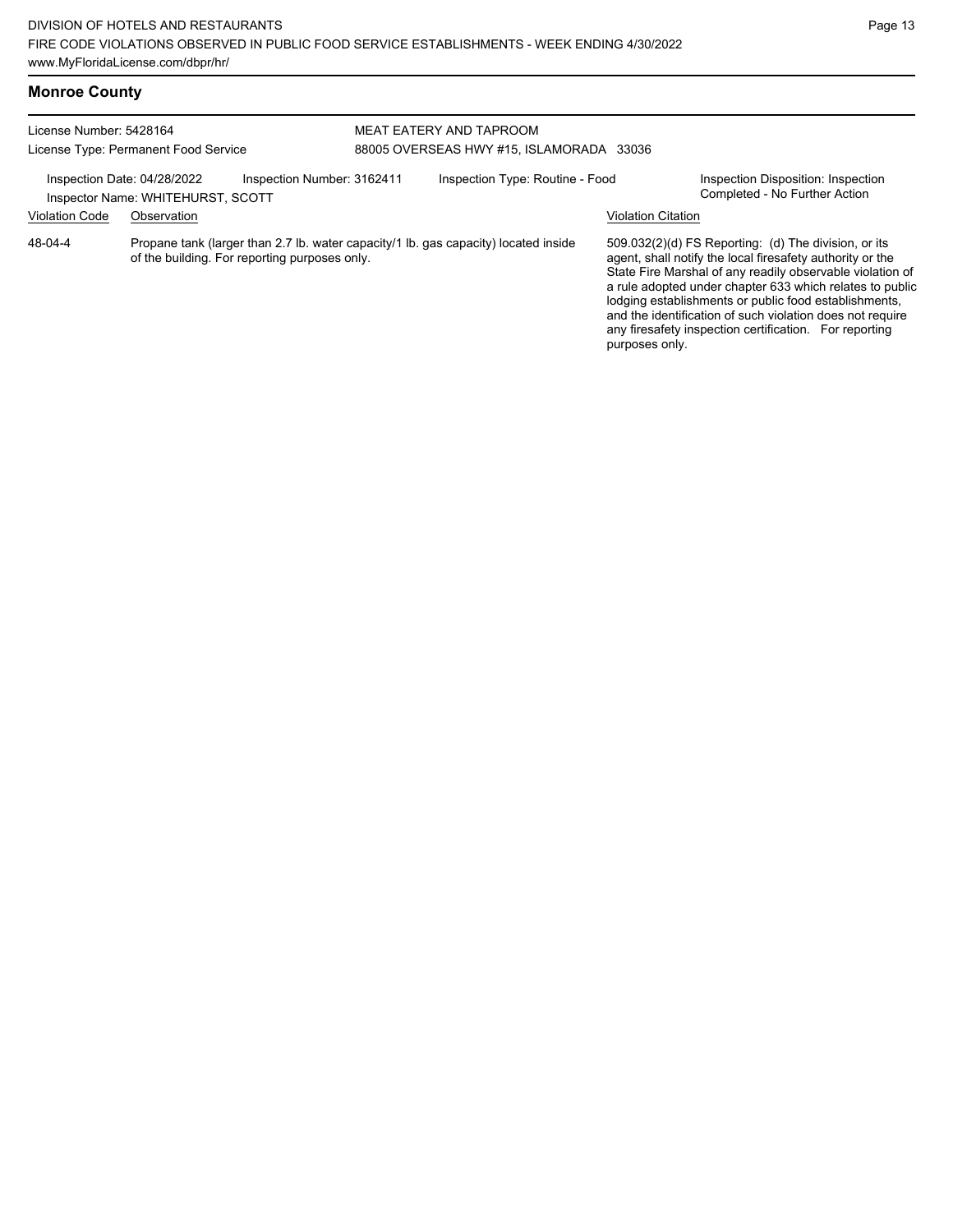## Monroe County

License Number: 5428164
License Type: Permanent Food Service

MEAT EATERY AND TAPROOM
88005 OVERSEAS HWY #15, ISLAMORADA 33036

Inspection Date: 04/28/2022
Inspector Name: WHITEHURST, SCOTT
Inspection Number: 3162411
Inspection Type: Routine - Food
Inspection Disposition: Inspection Completed - No Further Action

| Violation Code | Observation | Violation Citation |
| --- | --- | --- |
| 48-04-4 | Propane tank (larger than 2.7 lb. water capacity/1 lb. gas capacity) located inside of the building. For reporting purposes only. | 509.032(2)(d) FS Reporting: (d) The division, or its agent, shall notify the local firesafety authority or the State Fire Marshal of any readily observable violation of a rule adopted under chapter 633 which relates to public lodging establishments or public food establishments, and the identification of such violation does not require any firesafety inspection certification. For reporting purposes only. |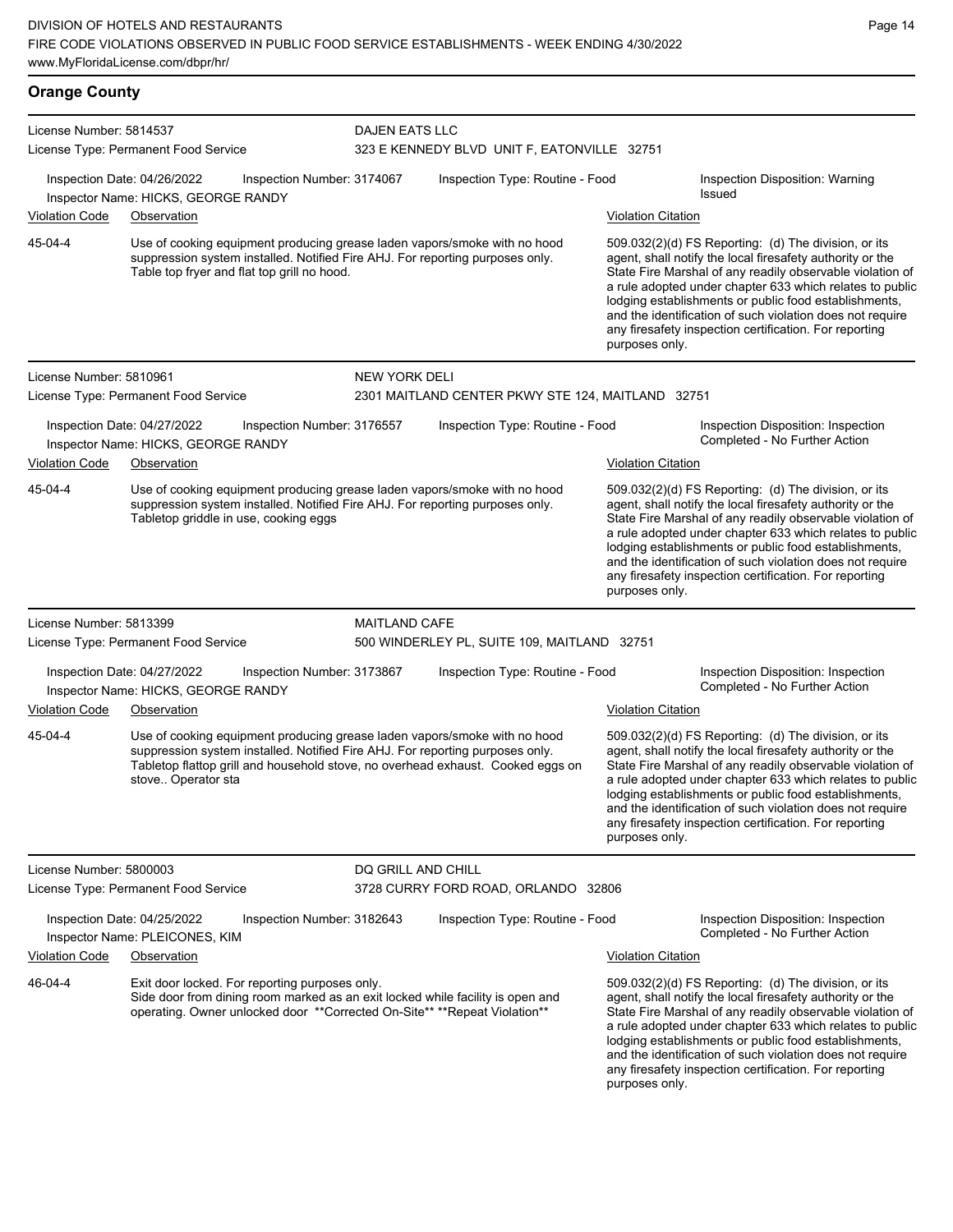## Orange County

**License Number:** 5814537
**License Type:** Permanent Food Service

**DAJEN EATS LLC**
323 E KENNEDY BLVD UNIT F, EATONVILLE 32751

Inspection Date: 04/26/2022 | Inspection Number: 3174067 | Inspection Type: Routine - Food | Inspection Disposition: Warning Issued
Inspector Name: HICKS, GEORGE RANDY

| Violation Code | Observation | Violation Citation |
|---|---|---|
| 45-04-4 | Use of cooking equipment producing grease laden vapors/smoke with no hood suppression system installed. Notified Fire AHJ. For reporting purposes only. Table top fryer and flat top grill no hood. | 509.032(2)(d) FS Reporting: (d) The division, or its agent, shall notify the local firesafety authority or the State Fire Marshal of any readily observable violation of a rule adopted under chapter 633 which relates to public lodging establishments or public food establishments, and the identification of such violation does not require any firesafety inspection certification. For reporting purposes only. |

---

**License Number:** 5810961
**License Type:** Permanent Food Service

**NEW YORK DELI**
2301 MAITLAND CENTER PKWY STE 124, MAITLAND 32751

Inspection Date: 04/27/2022 | Inspection Number: 3176557 | Inspection Type: Routine - Food | Inspection Disposition: Inspection Completed - No Further Action
Inspector Name: HICKS, GEORGE RANDY

| Violation Code | Observation | Violation Citation |
|---|---|---|
| 45-04-4 | Use of cooking equipment producing grease laden vapors/smoke with no hood suppression system installed. Notified Fire AHJ. For reporting purposes only. Tabletop griddle in use, cooking eggs | 509.032(2)(d) FS Reporting: (d) The division, or its agent, shall notify the local firesafety authority or the State Fire Marshal of any readily observable violation of a rule adopted under chapter 633 which relates to public lodging establishments or public food establishments, and the identification of such violation does not require any firesafety inspection certification. For reporting purposes only. |

---

**License Number:** 5813399
**License Type:** Permanent Food Service

**MAITLAND CAFE**
500 WINDERLEY PL, SUITE 109, MAITLAND 32751

Inspection Date: 04/27/2022 | Inspection Number: 3173867 | Inspection Type: Routine - Food | Inspection Disposition: Inspection Completed - No Further Action
Inspector Name: HICKS, GEORGE RANDY

| Violation Code | Observation | Violation Citation |
|---|---|---|
| 45-04-4 | Use of cooking equipment producing grease laden vapors/smoke with no hood suppression system installed. Notified Fire AHJ. For reporting purposes only. Tabletop flattop grill and household stove, no overhead exhaust. Cooked eggs on stove.. Operator sta | 509.032(2)(d) FS Reporting: (d) The division, or its agent, shall notify the local firesafety authority or the State Fire Marshal of any readily observable violation of a rule adopted under chapter 633 which relates to public lodging establishments or public food establishments, and the identification of such violation does not require any firesafety inspection certification. For reporting purposes only. |

---

**License Number:** 5800003
**License Type:** Permanent Food Service

**DQ GRILL AND CHILL**
3728 CURRY FORD ROAD, ORLANDO 32806

Inspection Date: 04/25/2022 | Inspection Number: 3182643 | Inspection Type: Routine - Food | Inspection Disposition: Inspection Completed - No Further Action
Inspector Name: PLEICONES, KIM

| Violation Code | Observation | Violation Citation |
|---|---|---|
| 46-04-4 | Exit door locked. For reporting purposes only. Side door from dining room marked as an exit locked while facility is open and operating. Owner unlocked door **Corrected On-Site** **Repeat Violation** | 509.032(2)(d) FS Reporting: (d) The division, or its agent, shall notify the local firesafety authority or the State Fire Marshal of any readily observable violation of a rule adopted under chapter 633 which relates to public lodging establishments or public food establishments, and the identification of such violation does not require any firesafety inspection certification. For reporting purposes only. |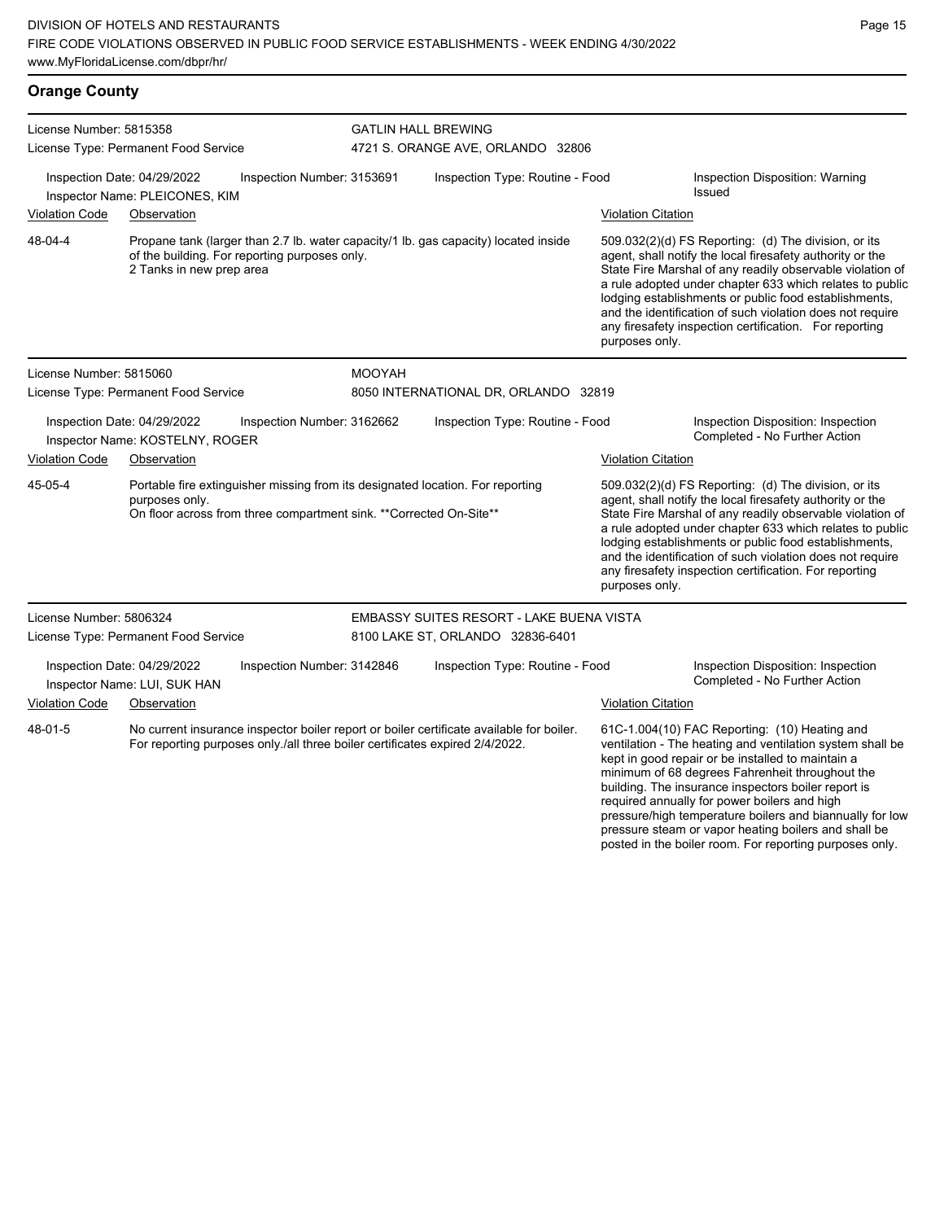## Orange County

**License Number:** 5815358
**License Type:** Permanent Food Service

**GATLIN HALL BREWING**
4721 S. ORANGE AVE, ORLANDO 32806

Inspection Date: 04/29/2022
Inspection Number: 3153691
Inspection Type: Routine - Food
Inspection Disposition: Warning Issued
Inspector Name: PLEICONES, KIM

| Violation Code | Observation | Violation Citation |
| --- | --- | --- |
| 48-04-4 | Propane tank (larger than 2.7 lb. water capacity/1 lb. gas capacity) located inside of the building. For reporting purposes only. 2 Tanks in new prep area | 509.032(2)(d) FS Reporting: (d) The division, or its agent, shall notify the local firesafety authority or the State Fire Marshal of any readily observable violation of a rule adopted under chapter 633 which relates to public lodging establishments or public food establishments, and the identification of such violation does not require any firesafety inspection certification. For reporting purposes only. |

**License Number:** 5815060
**License Type:** Permanent Food Service

**MOOYAH**
8050 INTERNATIONAL DR, ORLANDO 32819

Inspection Date: 04/29/2022
Inspection Number: 3162662
Inspection Type: Routine - Food
Inspection Disposition: Inspection Completed - No Further Action
Inspector Name: KOSTELNY, ROGER

| Violation Code | Observation | Violation Citation |
| --- | --- | --- |
| 45-05-4 | Portable fire extinguisher missing from its designated location. For reporting purposes only. On floor across from three compartment sink. **Corrected On-Site** | 509.032(2)(d) FS Reporting: (d) The division, or its agent, shall notify the local firesafety authority or the State Fire Marshal of any readily observable violation of a rule adopted under chapter 633 which relates to public lodging establishments or public food establishments, and the identification of such violation does not require any firesafety inspection certification. For reporting purposes only. |

**License Number:** 5806324
**License Type:** Permanent Food Service

**EMBASSY SUITES RESORT - LAKE BUENA VISTA**
8100 LAKE ST, ORLANDO 32836-6401

Inspection Date: 04/29/2022
Inspection Number: 3142846
Inspection Type: Routine - Food
Inspection Disposition: Inspection Completed - No Further Action
Inspector Name: LUI, SUK HAN

| Violation Code | Observation | Violation Citation |
| --- | --- | --- |
| 48-01-5 | No current insurance inspector boiler report or boiler certificate available for boiler. For reporting purposes only./all three boiler certificates expired 2/4/2022. | 61C-1.004(10) FAC Reporting: (10) Heating and ventilation - The heating and ventilation system shall be kept in good repair or be installed to maintain a minimum of 68 degrees Fahrenheit throughout the building. The insurance inspectors boiler report is required annually for power boilers and high pressure/high temperature boilers and biannually for low pressure steam or vapor heating boilers and shall be posted in the boiler room. For reporting purposes only. |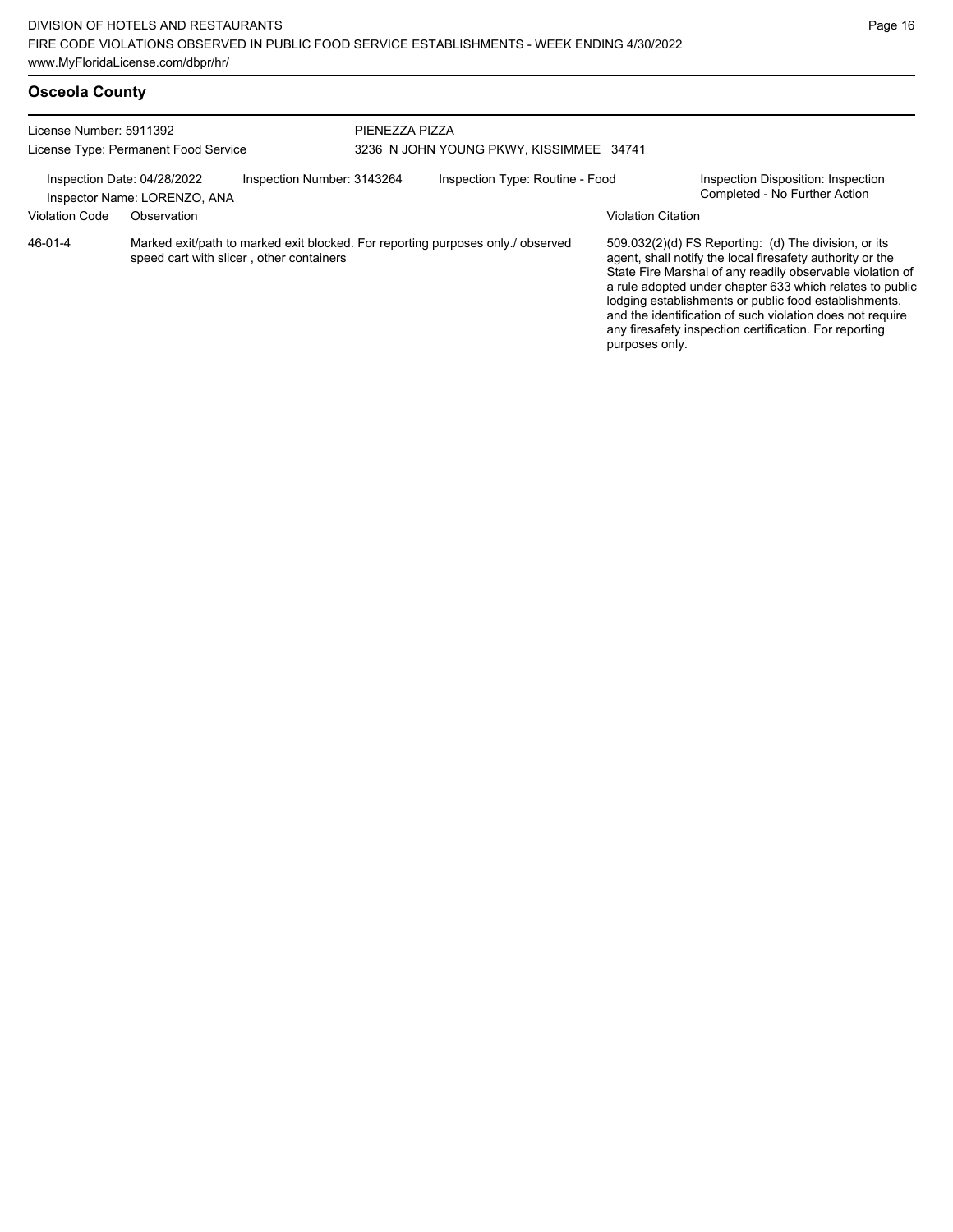## Osceola County

License Number: 5911392
License Type: Permanent Food Service

PIENEZZA PIZZA
3236 N JOHN YOUNG PKWY, KISSIMMEE 34741

Inspection Date: 04/28/2022
Inspector Name: LORENZO, ANA

Inspection Number: 3143264

Inspection Type: Routine - Food

Inspection Disposition: Inspection Completed - No Further Action

| Violation Code | Observation | Violation Citation |
| --- | --- | --- |
| 46-01-4 | Marked exit/path to marked exit blocked. For reporting purposes only./ observed speed cart with slicer , other containers | 509.032(2)(d) FS Reporting: (d) The division, or its agent, shall notify the local firesafety authority or the State Fire Marshal of any readily observable violation of a rule adopted under chapter 633 which relates to public lodging establishments or public food establishments, and the identification of such violation does not require any firesafety inspection certification. For reporting purposes only. |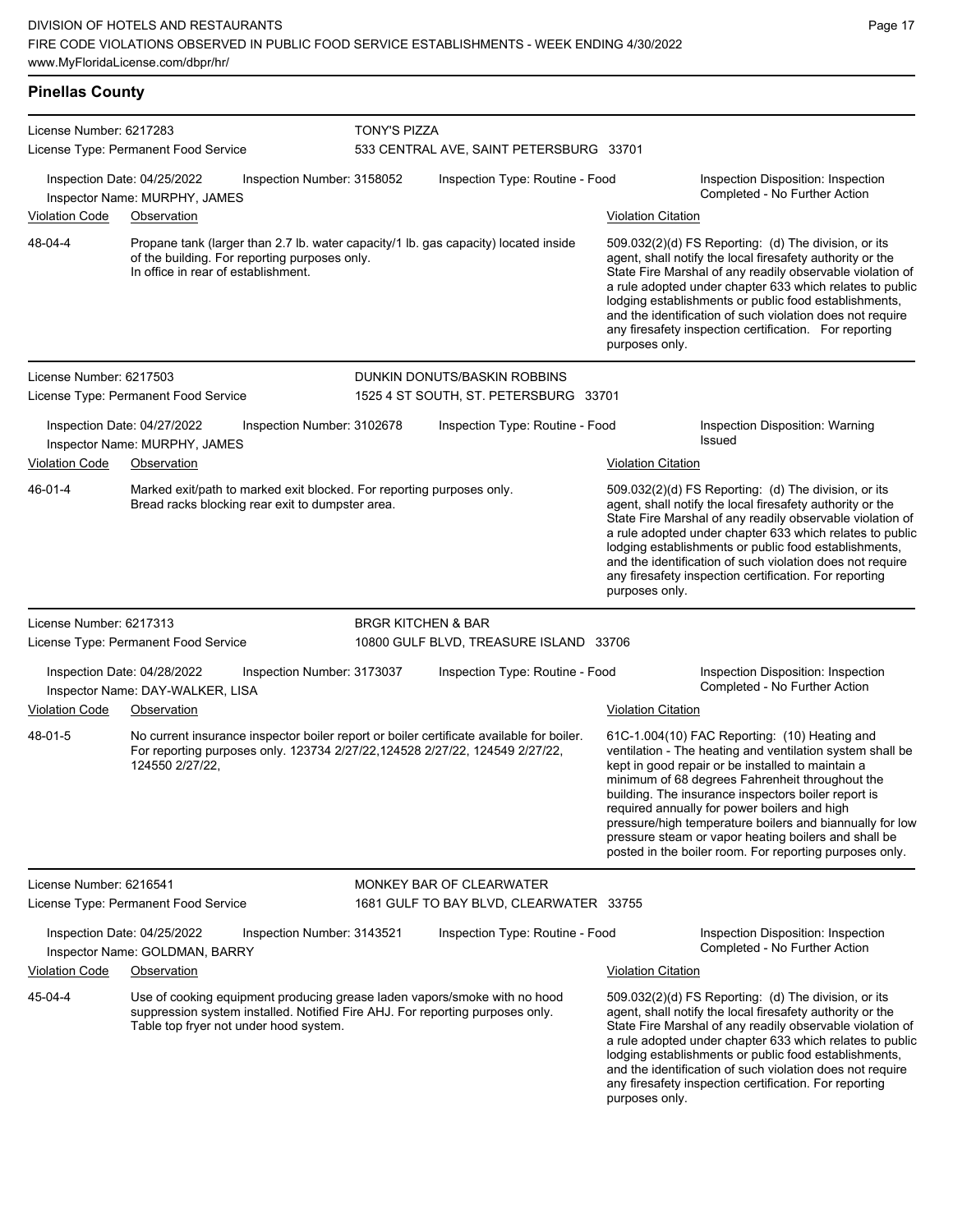## Pinellas County

**License Number:** 6217283
**License Type:** Permanent Food Service
**TONY'S PIZZA**
533 CENTRAL AVE, SAINT PETERSBURG 33701

Inspection Date: 04/25/2022 | Inspection Number: 3158052 | Inspection Type: Routine - Food | Inspection Disposition: Inspection Completed - No Further Action
Inspector Name: MURPHY, JAMES

| Violation Code | Observation | Violation Citation |
|---|---|---|
| 48-04-4 | Propane tank (larger than 2.7 lb. water capacity/1 lb. gas capacity) located inside of the building. For reporting purposes only. In office in rear of establishment. | 509.032(2)(d) FS Reporting: (d) The division, or its agent, shall notify the local firesafety authority or the State Fire Marshal of any readily observable violation of a rule adopted under chapter 633 which relates to public lodging establishments or public food establishments, and the identification of such violation does not require any firesafety inspection certification. For reporting purposes only. |

**License Number:** 6217503
**License Type:** Permanent Food Service
**DUNKIN DONUTS/BASKIN ROBBINS**
1525 4 ST SOUTH, ST. PETERSBURG 33701

Inspection Date: 04/27/2022 | Inspection Number: 3102678 | Inspection Type: Routine - Food | Inspection Disposition: Warning Issued
Inspector Name: MURPHY, JAMES

| Violation Code | Observation | Violation Citation |
|---|---|---|
| 46-01-4 | Marked exit/path to marked exit blocked. For reporting purposes only. Bread racks blocking rear exit to dumpster area. | 509.032(2)(d) FS Reporting: (d) The division, or its agent, shall notify the local firesafety authority or the State Fire Marshal of any readily observable violation of a rule adopted under chapter 633 which relates to public lodging establishments or public food establishments, and the identification of such violation does not require any firesafety inspection certification. For reporting purposes only. |

**License Number:** 6217313
**License Type:** Permanent Food Service
**BRGR KITCHEN & BAR**
10800 GULF BLVD, TREASURE ISLAND 33706

Inspection Date: 04/28/2022 | Inspection Number: 3173037 | Inspection Type: Routine - Food | Inspection Disposition: Inspection Completed - No Further Action
Inspector Name: DAY-WALKER, LISA

| Violation Code | Observation | Violation Citation |
|---|---|---|
| 48-01-5 | No current insurance inspector boiler report or boiler certificate available for boiler. For reporting purposes only. 123734 2/27/22,124528 2/27/22, 124549 2/27/22, 124550 2/27/22, | 61C-1.004(10) FAC Reporting: (10) Heating and ventilation - The heating and ventilation system shall be kept in good repair or be installed to maintain a minimum of 68 degrees Fahrenheit throughout the building. The insurance inspectors boiler report is required annually for power boilers and high pressure/high temperature boilers and biannually for low pressure steam or vapor heating boilers and shall be posted in the boiler room. For reporting purposes only. |

**License Number:** 6216541
**License Type:** Permanent Food Service
**MONKEY BAR OF CLEARWATER**
1681 GULF TO BAY BLVD, CLEARWATER 33755

Inspection Date: 04/25/2022 | Inspection Number: 3143521 | Inspection Type: Routine - Food | Inspection Disposition: Inspection Completed - No Further Action
Inspector Name: GOLDMAN, BARRY

| Violation Code | Observation | Violation Citation |
|---|---|---|
| 45-04-4 | Use of cooking equipment producing grease laden vapors/smoke with no hood suppression system installed. Notified Fire AHJ. For reporting purposes only. Table top fryer not under hood system. | 509.032(2)(d) FS Reporting: (d) The division, or its agent, shall notify the local firesafety authority or the State Fire Marshal of any readily observable violation of a rule adopted under chapter 633 which relates to public lodging establishments or public food establishments, and the identification of such violation does not require any firesafety inspection certification. For reporting purposes only. |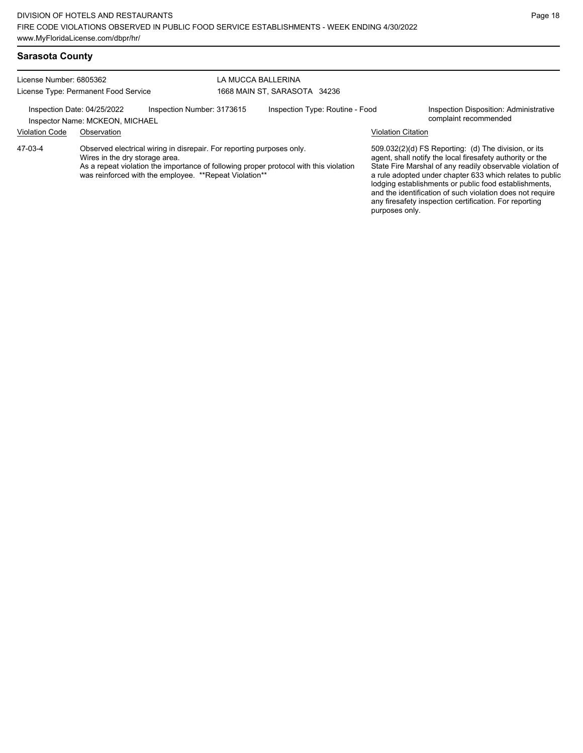## Sarasota County

License Number: 6805362
License Type: Permanent Food Service

LA MUCCA BALLERINA
1668 MAIN ST, SARASOTA 34236

Inspection Date: 04/25/2022
Inspector Name: MCKEON, MICHAEL

Inspection Number: 3173615

Inspection Type: Routine - Food

Inspection Disposition: Administrative complaint recommended

| Violation Code | Observation | Violation Citation |
|---|---|---|
| 47-03-4 | Observed electrical wiring in disrepair. For reporting purposes only. Wires in the dry storage area. As a repeat violation the importance of following proper protocol with this violation was reinforced with the employee. **Repeat Violation** | 509.032(2)(d) FS Reporting: (d) The division, or its agent, shall notify the local firesafety authority or the State Fire Marshal of any readily observable violation of a rule adopted under chapter 633 which relates to public lodging establishments or public food establishments, and the identification of such violation does not require any firesafety inspection certification. For reporting purposes only. |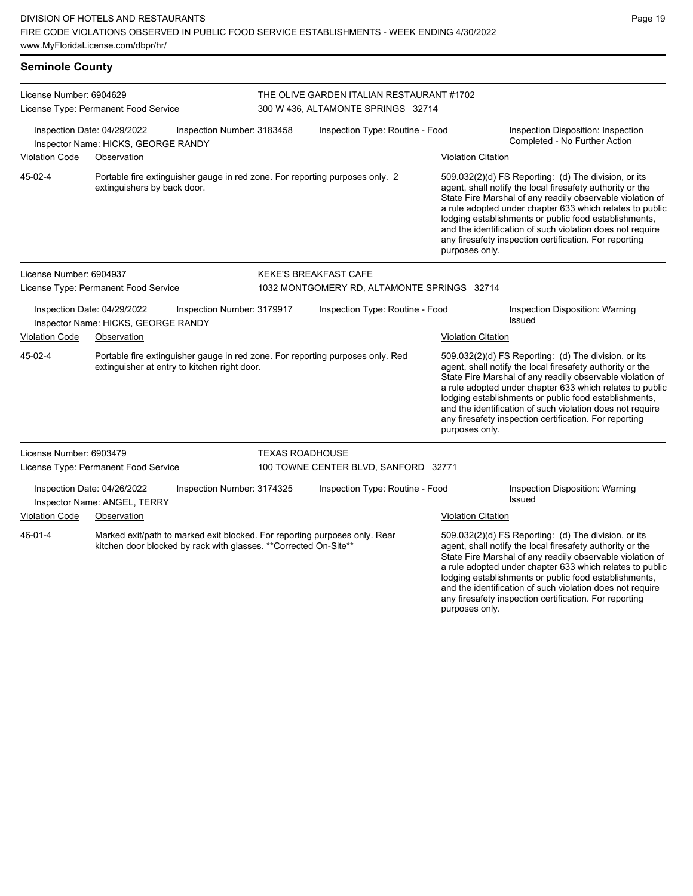## Seminole County

**License Number:** 6904629
**License Type:** Permanent Food Service

**THE OLIVE GARDEN ITALIAN RESTAURANT #1702**
300 W 436, ALTAMONTE SPRINGS 32714

**Inspection Date:** 04/29/2022 | **Inspection Number:** 3183458 | **Inspection Type:** Routine - Food | **Inspection Disposition:** Inspection Completed - No Further Action
**Inspector Name:** HICKS, GEORGE RANDY

| Violation Code | Observation | Violation Citation |
|---|---|---|
| 45-02-4 | Portable fire extinguisher gauge in red zone. For reporting purposes only. 2 extinguishers by back door. | 509.032(2)(d) FS Reporting: (d) The division, or its agent, shall notify the local firesafety authority or the State Fire Marshal of any readily observable violation of a rule adopted under chapter 633 which relates to public lodging establishments or public food establishments, and the identification of such violation does not require any firesafety inspection certification. For reporting purposes only. |

---

**License Number:** 6904937
**License Type:** Permanent Food Service

**KEKE'S BREAKFAST CAFE**
1032 MONTGOMERY RD, ALTAMONTE SPRINGS 32714

**Inspection Date:** 04/29/2022 | **Inspection Number:** 3179917 | **Inspection Type:** Routine - Food | **Inspection Disposition:** Warning Issued
**Inspector Name:** HICKS, GEORGE RANDY

| Violation Code | Observation | Violation Citation |
|---|---|---|
| 45-02-4 | Portable fire extinguisher gauge in red zone. For reporting purposes only. Red extinguisher at entry to kitchen right door. | 509.032(2)(d) FS Reporting: (d) The division, or its agent, shall notify the local firesafety authority or the State Fire Marshal of any readily observable violation of a rule adopted under chapter 633 which relates to public lodging establishments or public food establishments, and the identification of such violation does not require any firesafety inspection certification. For reporting purposes only. |

---

**License Number:** 6903479
**License Type:** Permanent Food Service

**TEXAS ROADHOUSE**
100 TOWNE CENTER BLVD, SANFORD 32771

**Inspection Date:** 04/26/2022 | **Inspection Number:** 3174325 | **Inspection Type:** Routine - Food | **Inspection Disposition:** Warning Issued
**Inspector Name:** ANGEL, TERRY

| Violation Code | Observation | Violation Citation |
|---|---|---|
| 46-01-4 | Marked exit/path to marked exit blocked. For reporting purposes only. Rear kitchen door blocked by rack with glasses. **Corrected On-Site** | 509.032(2)(d) FS Reporting: (d) The division, or its agent, shall notify the local firesafety authority or the State Fire Marshal of any readily observable violation of a rule adopted under chapter 633 which relates to public lodging establishments or public food establishments, and the identification of such violation does not require any firesafety inspection certification. For reporting purposes only. |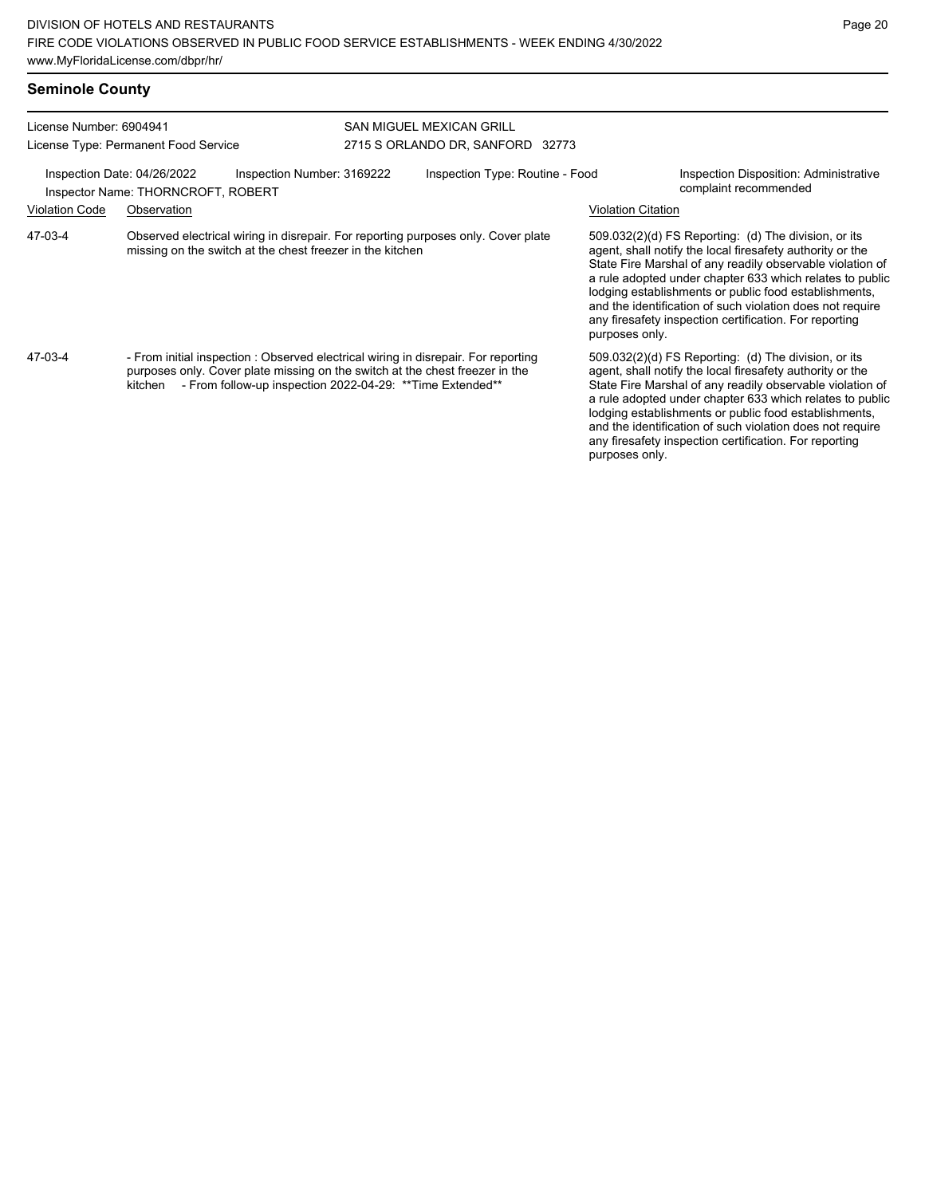## Seminole County

License Number: 6904941
License Type: Permanent Food Service

SAN MIGUEL MEXICAN GRILL
2715 S ORLANDO DR, SANFORD 32773

Inspection Date: 04/26/2022
Inspection Number: 3169222
Inspection Type: Routine - Food
Inspection Disposition: Administrative complaint recommended
Inspector Name: THORNCROFT, ROBERT

| Violation Code | Observation | Violation Citation |
|---|---|---|
| 47-03-4 | Observed electrical wiring in disrepair. For reporting purposes only. Cover plate missing on the switch at the chest freezer in the kitchen | 509.032(2)(d) FS Reporting: (d) The division, or its agent, shall notify the local firesafety authority or the State Fire Marshal of any readily observable violation of a rule adopted under chapter 633 which relates to public lodging establishments or public food establishments, and the identification of such violation does not require any firesafety inspection certification. For reporting purposes only. |
| 47-03-4 | - From initial inspection : Observed electrical wiring in disrepair. For reporting purposes only. Cover plate missing on the switch at the chest freezer in the kitchen - From follow-up inspection 2022-04-29: **Time Extended** | 509.032(2)(d) FS Reporting: (d) The division, or its agent, shall notify the local firesafety authority or the State Fire Marshal of any readily observable violation of a rule adopted under chapter 633 which relates to public lodging establishments or public food establishments, and the identification of such violation does not require any firesafety inspection certification. For reporting purposes only. |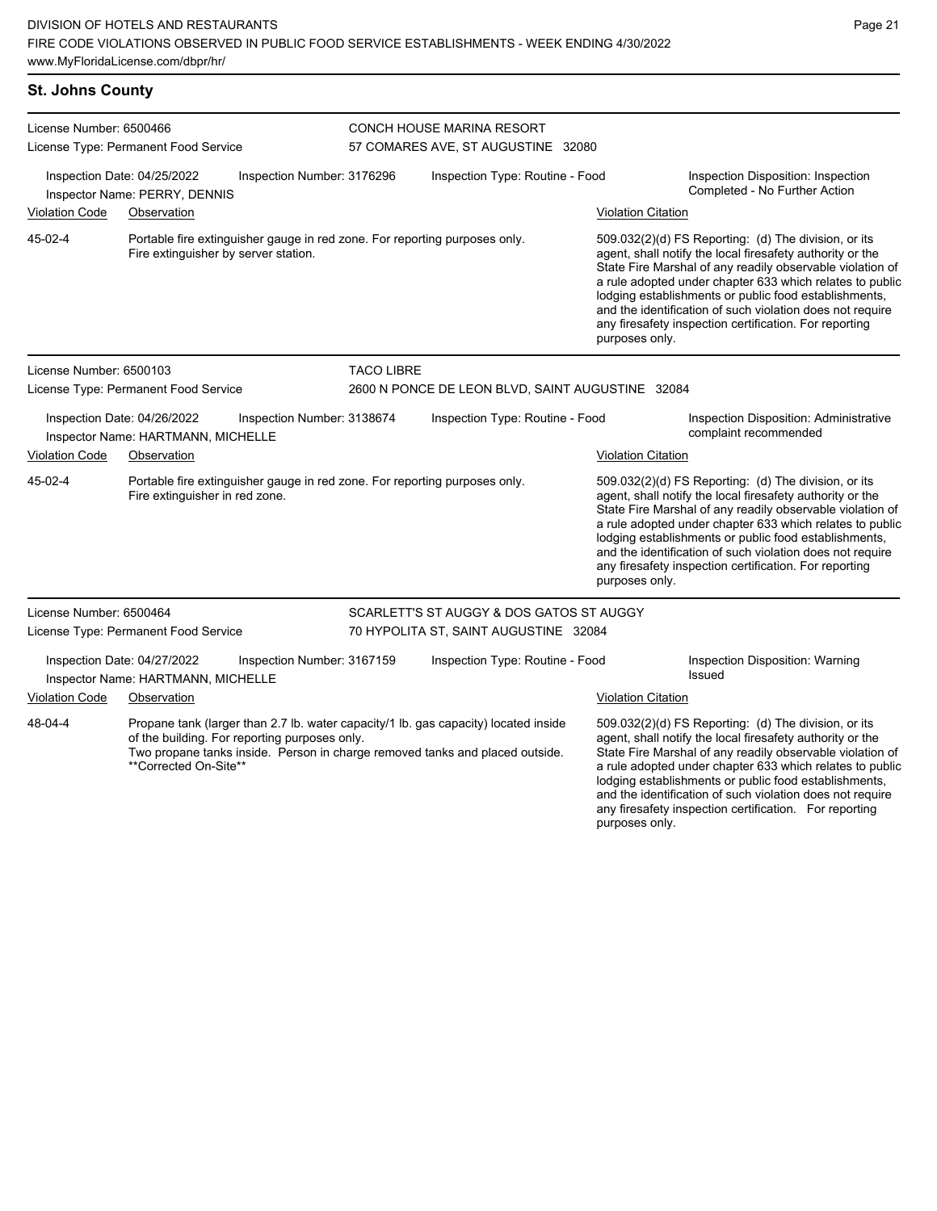## St. Johns County

**License Number:** 6500466
**License Type:** Permanent Food Service

**CONCH HOUSE MARINA RESORT**
57 COMARES AVE, ST AUGUSTINE 32080

Inspection Date: 04/25/2022 | Inspection Number: 3176296 | Inspection Type: Routine - Food | Inspection Disposition: Inspection Completed - No Further Action
Inspector Name: PERRY, DENNIS

| Violation Code | Observation | Violation Citation |
|---|---|---|
| 45-02-4 | Portable fire extinguisher gauge in red zone. For reporting purposes only. Fire extinguisher by server station. | 509.032(2)(d) FS Reporting: (d) The division, or its agent, shall notify the local firesafety authority or the State Fire Marshal of any readily observable violation of a rule adopted under chapter 633 which relates to public lodging establishments or public food establishments, and the identification of such violation does not require any firesafety inspection certification. For reporting purposes only. |

---

**License Number:** 6500103
**License Type:** Permanent Food Service

**TACO LIBRE**
2600 N PONCE DE LEON BLVD, SAINT AUGUSTINE 32084

Inspection Date: 04/26/2022 | Inspection Number: 3138674 | Inspection Type: Routine - Food | Inspection Disposition: Administrative complaint recommended
Inspector Name: HARTMANN, MICHELLE

| Violation Code | Observation | Violation Citation |
|---|---|---|
| 45-02-4 | Portable fire extinguisher gauge in red zone. For reporting purposes only. Fire extinguisher in red zone. | 509.032(2)(d) FS Reporting: (d) The division, or its agent, shall notify the local firesafety authority or the State Fire Marshal of any readily observable violation of a rule adopted under chapter 633 which relates to public lodging establishments or public food establishments, and the identification of such violation does not require any firesafety inspection certification. For reporting purposes only. |

---

**License Number:** 6500464
**License Type:** Permanent Food Service

**SCARLETT'S ST AUGGY & DOS GATOS ST AUGGY**
70 HYPOLITA ST, SAINT AUGUSTINE 32084

Inspection Date: 04/27/2022 | Inspection Number: 3167159 | Inspection Type: Routine - Food | Inspection Disposition: Warning Issued
Inspector Name: HARTMANN, MICHELLE

| Violation Code | Observation | Violation Citation |
|---|---|---|
| 48-04-4 | Propane tank (larger than 2.7 lb. water capacity/1 lb. gas capacity) located inside of the building. For reporting purposes only. Two propane tanks inside. Person in charge removed tanks and placed outside. **Corrected On-Site** | 509.032(2)(d) FS Reporting: (d) The division, or its agent, shall notify the local firesafety authority or the State Fire Marshal of any readily observable violation of a rule adopted under chapter 633 which relates to public lodging establishments or public food establishments, and the identification of such violation does not require any firesafety inspection certification. For reporting purposes only. |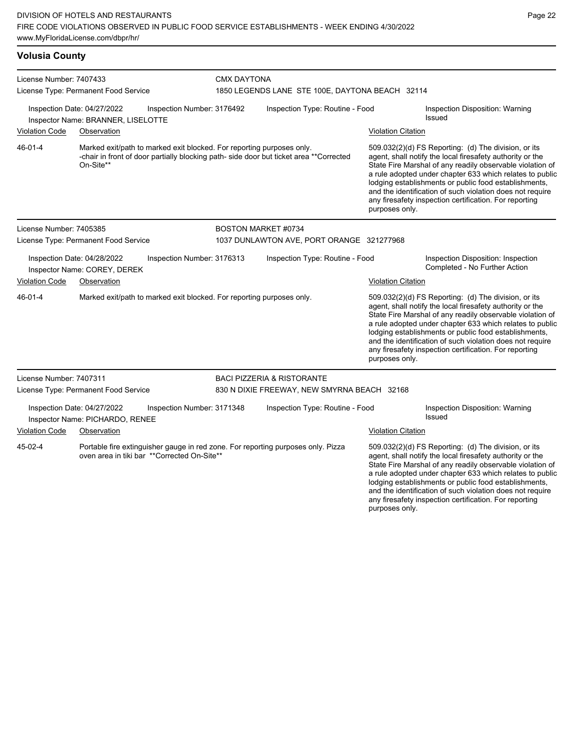## Volusia County

**License Number:** 7407433
**License Type:** Permanent Food Service

**CMX DAYTONA**
1850 LEGENDS LANE STE 100E, DAYTONA BEACH 32114

Inspection Date: 04/27/2022 | Inspection Number: 3176492 | Inspection Type: Routine - Food | Inspection Disposition: Warning Issued

Inspector Name: BRANNER, LISELOTTE

| Violation Code | Observation | Violation Citation |
|---|---|---|
| 46-01-4 | Marked exit/path to marked exit blocked. For reporting purposes only. -chair in front of door partially blocking path- side door but ticket area **Corrected On-Site** | 509.032(2)(d) FS Reporting: (d) The division, or its agent, shall notify the local firesafety authority or the State Fire Marshal of any readily observable violation of a rule adopted under chapter 633 which relates to public lodging establishments or public food establishments, and the identification of such violation does not require any firesafety inspection certification. For reporting purposes only. |

**License Number:** 7405385
**License Type:** Permanent Food Service

**BOSTON MARKET #0734**
1037 DUNLAWTON AVE, PORT ORANGE 321277968

Inspection Date: 04/28/2022 | Inspection Number: 3176313 | Inspection Type: Routine - Food | Inspection Disposition: Inspection Completed - No Further Action

Inspector Name: COREY, DEREK

| Violation Code | Observation | Violation Citation |
|---|---|---|
| 46-01-4 | Marked exit/path to marked exit blocked. For reporting purposes only. | 509.032(2)(d) FS Reporting: (d) The division, or its agent, shall notify the local firesafety authority or the State Fire Marshal of any readily observable violation of a rule adopted under chapter 633 which relates to public lodging establishments or public food establishments, and the identification of such violation does not require any firesafety inspection certification. For reporting purposes only. |

**License Number:** 7407311
**License Type:** Permanent Food Service

**BACI PIZZERIA & RISTORANTE**
830 N DIXIE FREEWAY, NEW SMYRNA BEACH 32168

Inspection Date: 04/27/2022 | Inspection Number: 3171348 | Inspection Type: Routine - Food | Inspection Disposition: Warning Issued

Inspector Name: PICHARDO, RENEE

| Violation Code | Observation | Violation Citation |
|---|---|---|
| 45-02-4 | Portable fire extinguisher gauge in red zone. For reporting purposes only. Pizza oven area in tiki bar **Corrected On-Site** | 509.032(2)(d) FS Reporting: (d) The division, or its agent, shall notify the local firesafety authority or the State Fire Marshal of any readily observable violation of a rule adopted under chapter 633 which relates to public lodging establishments or public food establishments, and the identification of such violation does not require any firesafety inspection certification. For reporting purposes only. |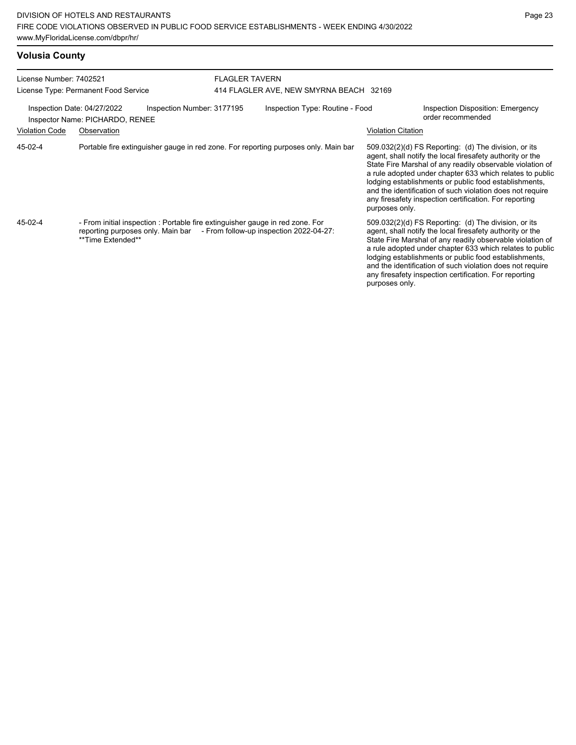## Volusia County

License Number: 7402521
License Type: Permanent Food Service

FLAGLER TAVERN
414 FLAGLER AVE, NEW SMYRNA BEACH 32169

Inspection Date: 04/27/2022
Inspector Name: PICHARDO, RENEE
Inspection Number: 3177195
Inspection Type: Routine - Food
Inspection Disposition: Emergency order recommended

| Violation Code | Observation | Violation Citation |
|---|---|---|
| 45-02-4 | Portable fire extinguisher gauge in red zone. For reporting purposes only. Main bar | 509.032(2)(d) FS Reporting: (d) The division, or its agent, shall notify the local firesafety authority or the State Fire Marshal of any readily observable violation of a rule adopted under chapter 633 which relates to public lodging establishments or public food establishments, and the identification of such violation does not require any firesafety inspection certification. For reporting purposes only. |
| 45-02-4 | - From initial inspection : Portable fire extinguisher gauge in red zone. For reporting purposes only. Main bar - From follow-up inspection 2022-04-27: **Time Extended** | 509.032(2)(d) FS Reporting: (d) The division, or its agent, shall notify the local firesafety authority or the State Fire Marshal of any readily observable violation of a rule adopted under chapter 633 which relates to public lodging establishments or public food establishments, and the identification of such violation does not require any firesafety inspection certification. For reporting purposes only. |